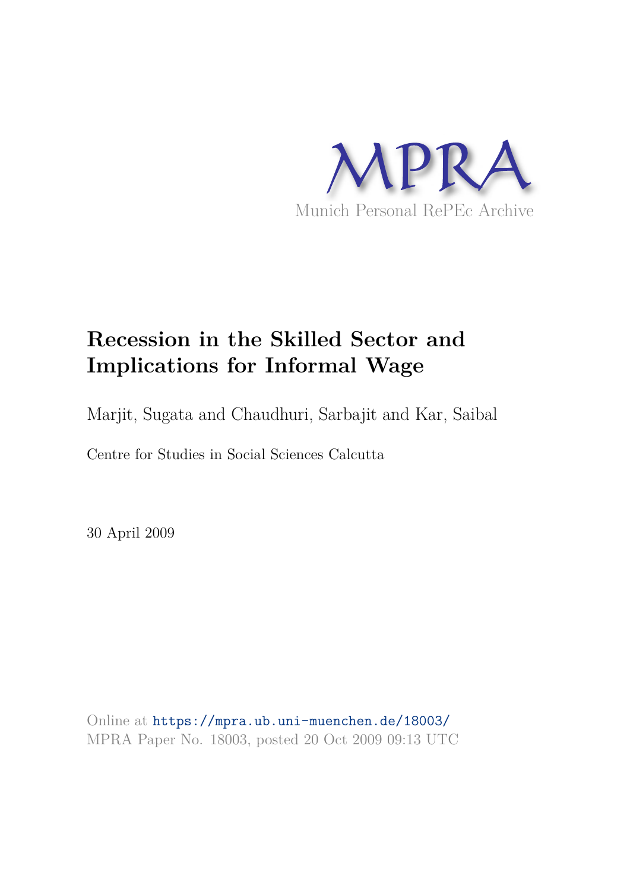MPRA

Munich Personal RePEc Archive

# Recession in the Skilled Sector and Implications for Informal Wage

Marjit, Sugata and Chaudhuri, Sarbajit and Kar, Saibal

Centre for Studies in Social Sciences Calcutta

30 April 2009

Online at https://mpra.ub.uni-muenchen.de/18003/
MPRA Paper No. 18003, posted 20 Oct 2009 09:13 UTC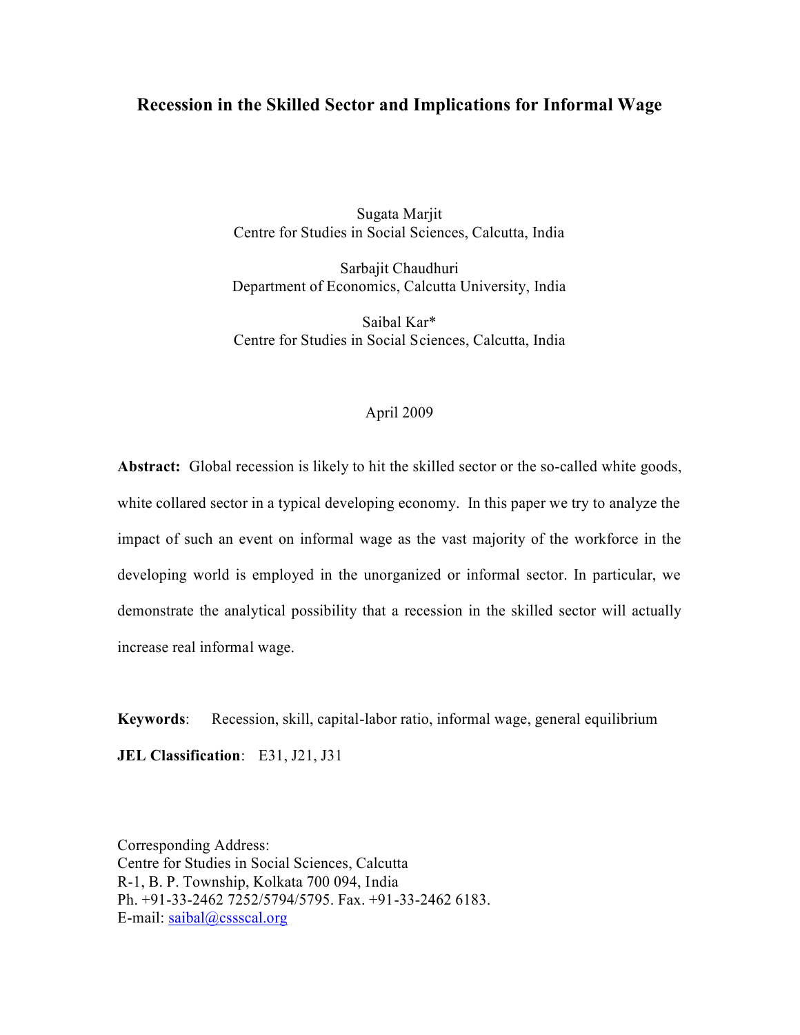# Recession in the Skilled Sector and Implications for Informal Wage

Sugata Marjit
Centre for Studies in Social Sciences, Calcutta, India

Sarbajit Chaudhuri
Department of Economics, Calcutta University, India

Saibal Kar*
Centre for Studies in Social Sciences, Calcutta, India

April 2009

**Abstract:** Global recession is likely to hit the skilled sector or the so-called white goods, white collared sector in a typical developing economy. In this paper we try to analyze the impact of such an event on informal wage as the vast majority of the workforce in the developing world is employed in the unorganized or informal sector. In particular, we demonstrate the analytical possibility that a recession in the skilled sector will actually increase real informal wage.

**Keywords**: Recession, skill, capital-labor ratio, informal wage, general equilibrium

**JEL Classification**: E31, J21, J31

Corresponding Address:
Centre for Studies in Social Sciences, Calcutta
R-1, B. P. Township, Kolkata 700 094, India
Ph. +91-33-2462 7252/5794/5795. Fax. +91-33-2462 6183.
E-mail: saibal@cssscal.org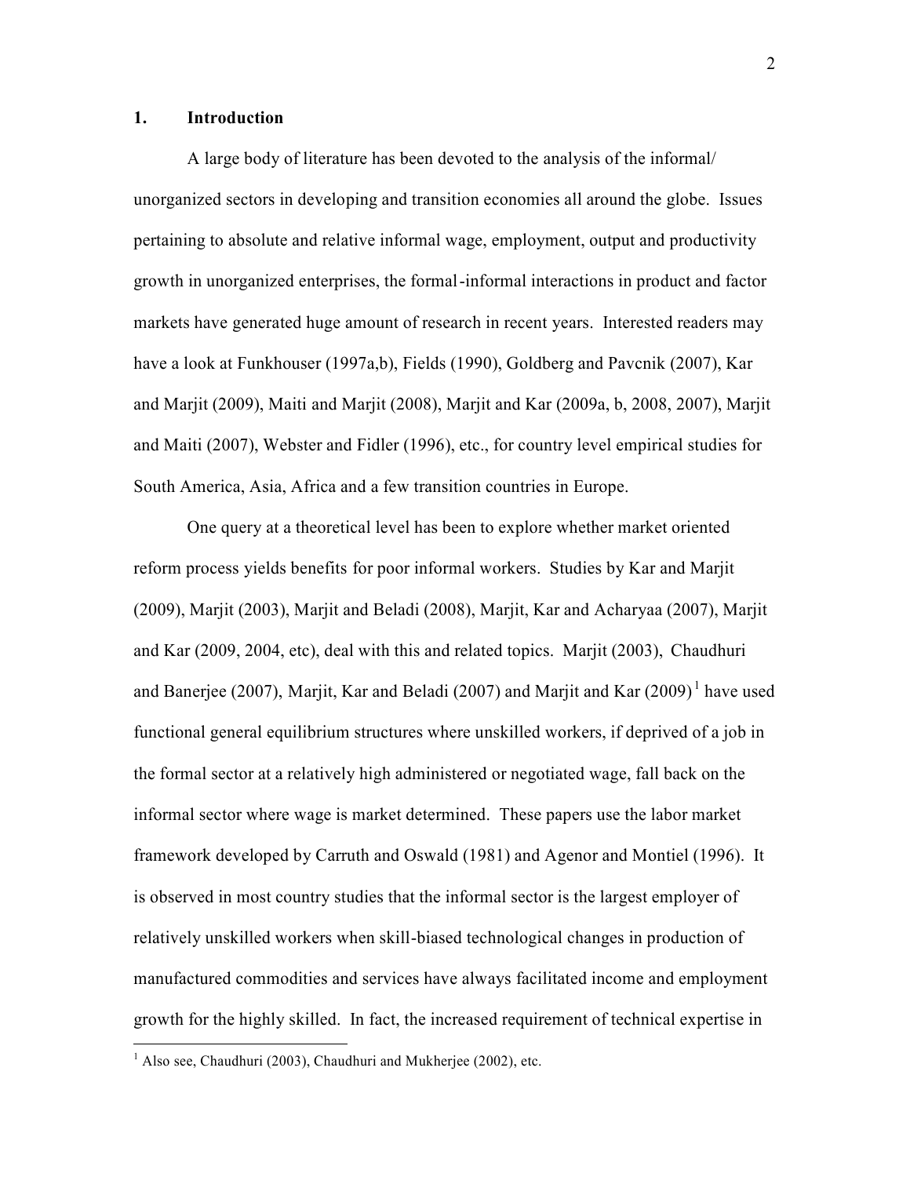## 1. Introduction

A large body of literature has been devoted to the analysis of the informal/ unorganized sectors in developing and transition economies all around the globe. Issues pertaining to absolute and relative informal wage, employment, output and productivity growth in unorganized enterprises, the formal-informal interactions in product and factor markets have generated huge amount of research in recent years. Interested readers may have a look at Funkhouser (1997a,b), Fields (1990), Goldberg and Pavcnik (2007), Kar and Marjit (2009), Maiti and Marjit (2008), Marjit and Kar (2009a, b, 2008, 2007), Marjit and Maiti (2007), Webster and Fidler (1996), etc., for country level empirical studies for South America, Asia, Africa and a few transition countries in Europe.

One query at a theoretical level has been to explore whether market oriented reform process yields benefits for poor informal workers. Studies by Kar and Marjit (2009), Marjit (2003), Marjit and Beladi (2008), Marjit, Kar and Acharyaa (2007), Marjit and Kar (2009, 2004, etc), deal with this and related topics. Marjit (2003), Chaudhuri and Banerjee (2007), Marjit, Kar and Beladi (2007) and Marjit and Kar (2009)[1] have used functional general equilibrium structures where unskilled workers, if deprived of a job in the formal sector at a relatively high administered or negotiated wage, fall back on the informal sector where wage is market determined. These papers use the labor market framework developed by Carruth and Oswald (1981) and Agenor and Montiel (1996). It is observed in most country studies that the informal sector is the largest employer of relatively unskilled workers when skill-biased technological changes in production of manufactured commodities and services have always facilitated income and employment growth for the highly skilled. In fact, the increased requirement of technical expertise in

[1] Also see, Chaudhuri (2003), Chaudhuri and Mukherjee (2002), etc.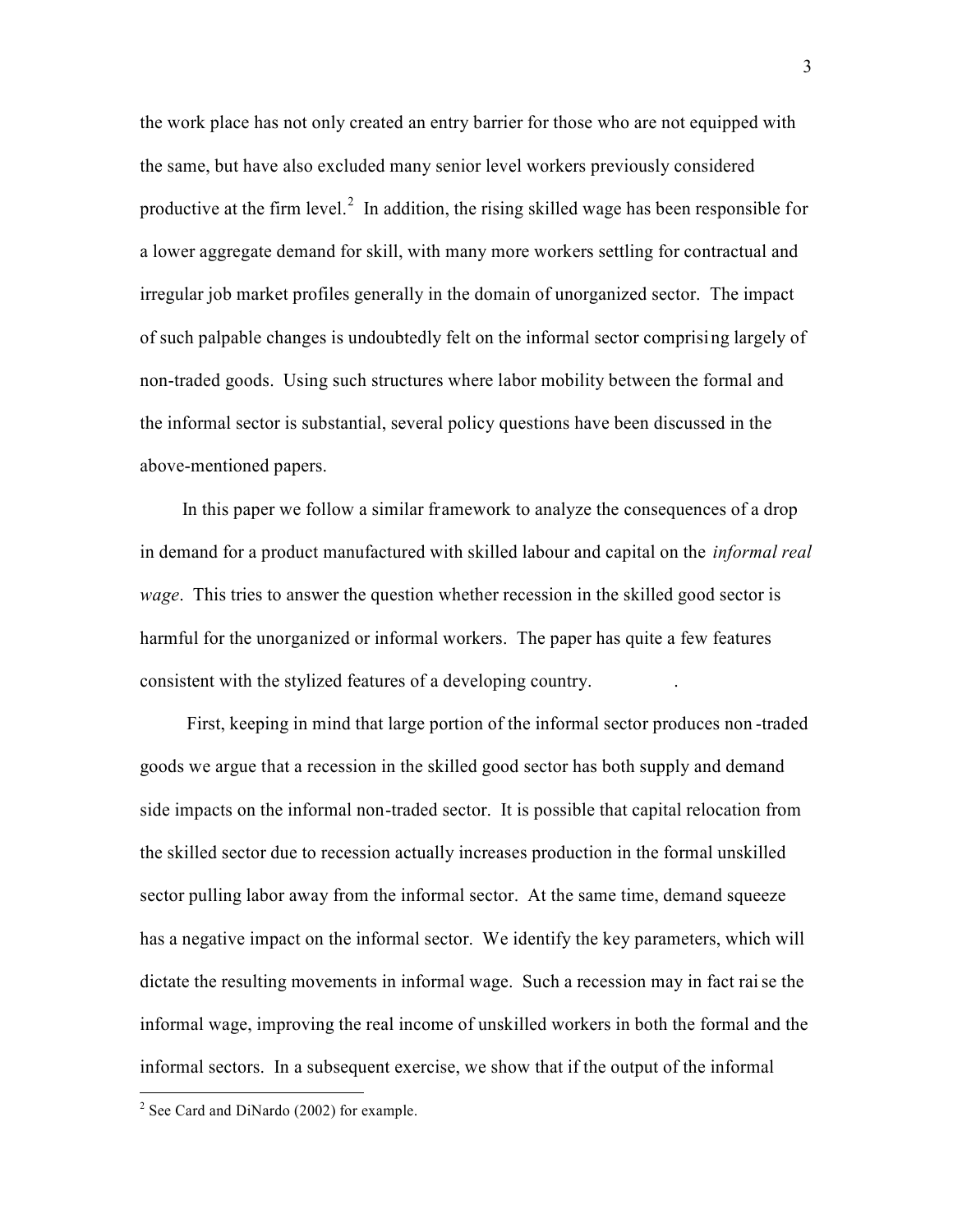the work place has not only created an entry barrier for those who are not equipped with the same, but have also excluded many senior level workers previously considered productive at the firm level.[2] In addition, the rising skilled wage has been responsible for a lower aggregate demand for skill, with many more workers settling for contractual and irregular job market profiles generally in the domain of unorganized sector. The impact of such palpable changes is undoubtedly felt on the informal sector comprising largely of non-traded goods. Using such structures where labor mobility between the formal and the informal sector is substantial, several policy questions have been discussed in the above-mentioned papers.

In this paper we follow a similar framework to analyze the consequences of a drop in demand for a product manufactured with skilled labour and capital on the *informal real wage*. This tries to answer the question whether recession in the skilled good sector is harmful for the unorganized or informal workers. The paper has quite a few features consistent with the stylized features of a developing country.

First, keeping in mind that large portion of the informal sector produces non-traded goods we argue that a recession in the skilled good sector has both supply and demand side impacts on the informal non-traded sector. It is possible that capital relocation from the skilled sector due to recession actually increases production in the formal unskilled sector pulling labor away from the informal sector. At the same time, demand squeeze has a negative impact on the informal sector. We identify the key parameters, which will dictate the resulting movements in informal wage. Such a recession may in fact raise the informal wage, improving the real income of unskilled workers in both the formal and the informal sectors. In a subsequent exercise, we show that if the output of the informal

[2] See Card and DiNardo (2002) for example.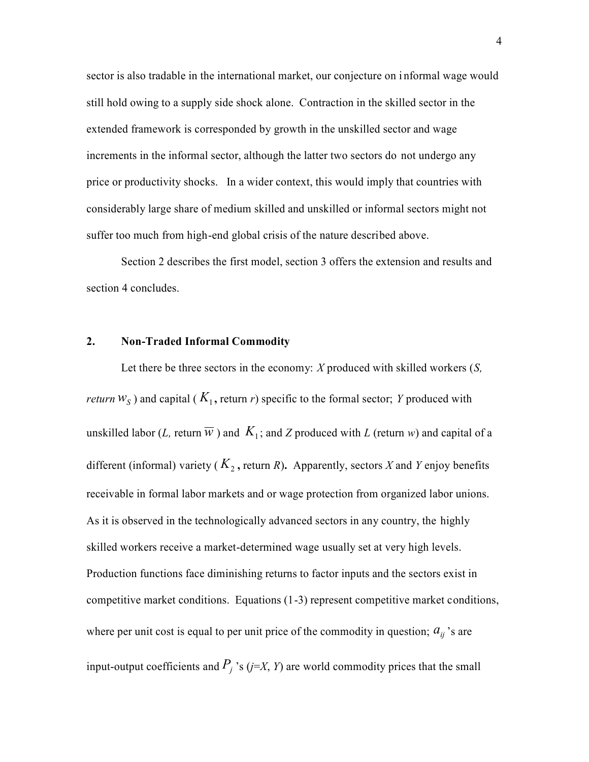sector is also tradable in the international market, our conjecture on informal wage would still hold owing to a supply side shock alone. Contraction in the skilled sector in the extended framework is corresponded by growth in the unskilled sector and wage increments in the informal sector, although the latter two sectors do not undergo any price or productivity shocks. In a wider context, this would imply that countries with considerably large share of medium skilled and unskilled or informal sectors might not suffer too much from high-end global crisis of the nature described above.

Section 2 describes the first model, section 3 offers the extension and results and section 4 concludes.

## 2. Non-Traded Informal Commodity

Let there be three sectors in the economy: *X* produced with skilled workers (*S, return* $w_S$) and capital ($K_1$, return *r*) specific to the formal sector; *Y* produced with unskilled labor (*L,* return $\overline{w}$) and $K_1$; and *Z* produced with *L* (return *w*) and capital of a different (informal) variety ($K_2$, return *R*). Apparently, sectors *X* and *Y* enjoy benefits receivable in formal labor markets and or wage protection from organized labor unions. As it is observed in the technologically advanced sectors in any country, the highly skilled workers receive a market-determined wage usually set at very high levels. Production functions face diminishing returns to factor inputs and the sectors exist in competitive market conditions. Equations (1-3) represent competitive market conditions, where per unit cost is equal to per unit price of the commodity in question; $a_{ij}$'s are input-output coefficients and $P_j$'s (*j*=*X*, *Y*) are world commodity prices that the small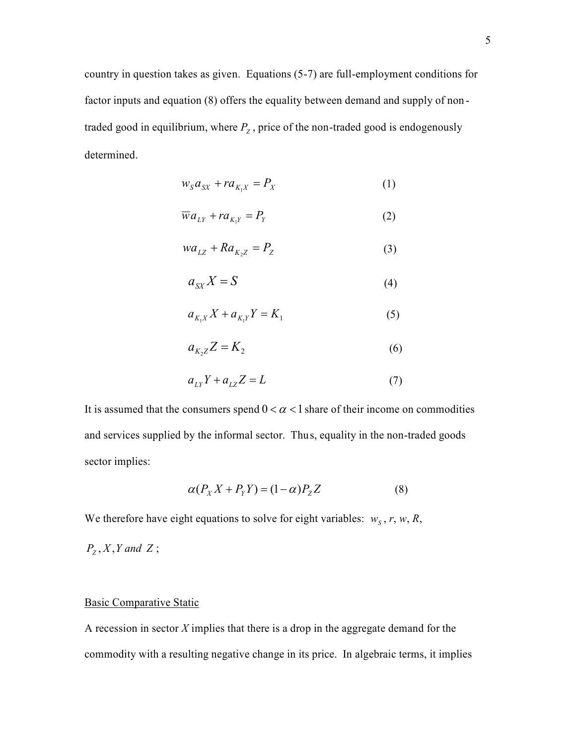country in question takes as given. Equations (5-7) are full-employment conditions for factor inputs and equation (8) offers the equality between demand and supply of non-traded good in equilibrium, where $P_Z$, price of the non-traded good is endogenously determined.

$$w_S a_{SX} + r a_{K_1 X} = P_X \qquad (1)$$

$$\overline{w} a_{LY} + r a_{K_1 Y} = P_Y \qquad (2)$$

$$w a_{LZ} + R a_{K_2 Z} = P_Z \qquad (3)$$

$$a_{SX} X = S \qquad (4)$$

$$a_{K_1 X} X + a_{K_1 Y} Y = K_1 \qquad (5)$$

$$a_{K_2 Z} Z = K_2 \qquad (6)$$

$$a_{LY} Y + a_{LZ} Z = L \qquad (7)$$

It is assumed that the consumers spend $0 < \alpha < 1$ share of their income on commodities and services supplied by the informal sector. Thus, equality in the non-traded goods sector implies:

$$\alpha (P_X X + P_Y Y) = (1 - \alpha) P_Z Z \qquad (8)$$

We therefore have eight equations to solve for eight variables: $w_S$, $r$, $w$, $R$, $P_Z, X, Y \text{ and } Z$;

<u>Basic Comparative Static</u>

A recession in sector *X* implies that there is a drop in the aggregate demand for the commodity with a resulting negative change in its price. In algebraic terms, it implies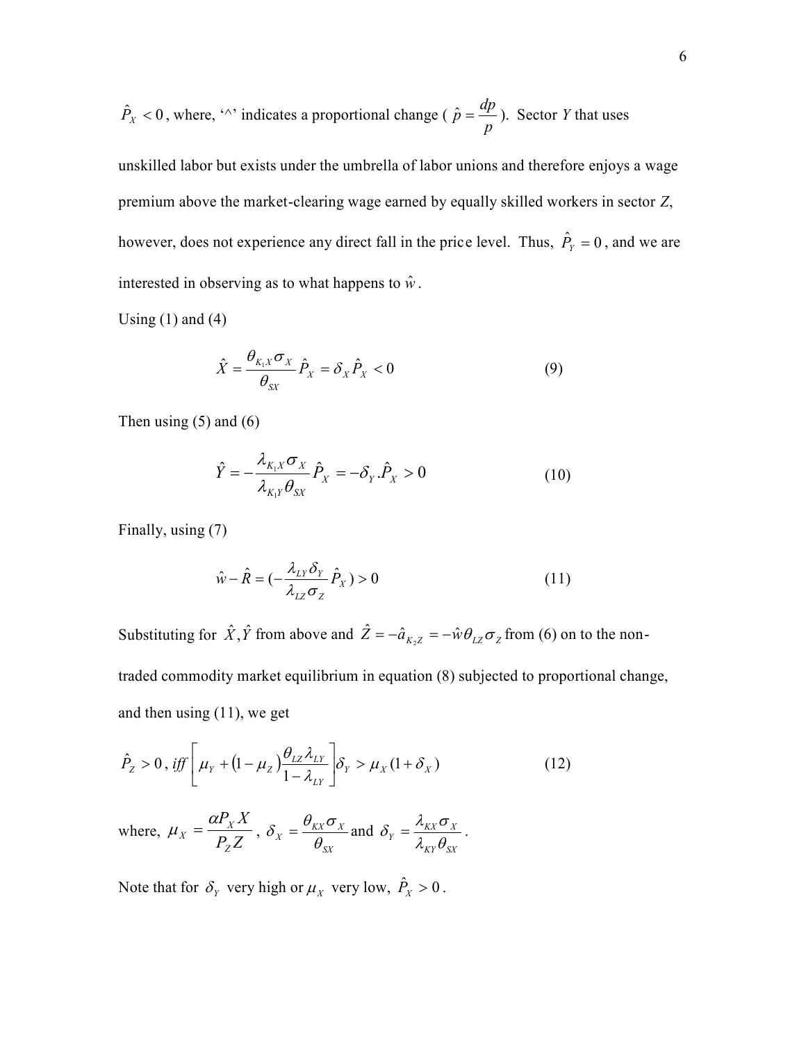$\hat{P}_X < 0$, where, '^' indicates a proportional change ( $\hat{p} = \frac{dp}{p}$ ). Sector *Y* that uses unskilled labor but exists under the umbrella of labor unions and therefore enjoys a wage premium above the market-clearing wage earned by equally skilled workers in sector *Z*, however, does not experience any direct fall in the price level. Thus, $\hat{P}_Y = 0$, and we are interested in observing as to what happens to $\hat{w}$.

Using (1) and (4)

$$\hat{X} = \frac{\theta_{K_1X}\sigma_X}{\theta_{SX}}\hat{P}_X = \delta_X \hat{P}_X < 0 \tag{9}$$

Then using (5) and (6)

$$\hat{Y} = -\frac{\lambda_{K_1X}\sigma_X}{\lambda_{K_1Y}\theta_{SX}}\hat{P}_X = -\delta_Y.\hat{P}_X > 0 \tag{10}$$

Finally, using (7)

$$\hat{w} - \hat{R} = (-\frac{\lambda_{LY}\delta_Y}{\lambda_{LZ}\sigma_Z}\hat{P}_X) > 0 \tag{11}$$

Substituting for $\hat{X}, \hat{Y}$ from above and $\hat{Z} = -\hat{a}_{K_2Z} = -\hat{w}\theta_{LZ}\sigma_Z$ from (6) on to the non-traded commodity market equilibrium in equation (8) subjected to proportional change, and then using (11), we get

$$\hat{P}_Z > 0\,,\ iff\left[\mu_Y + (1-\mu_Z)\frac{\theta_{LZ}\lambda_{LY}}{1-\lambda_{LY}}\right]\delta_Y > \mu_X(1+\delta_X) \tag{12}$$

where, $\mu_X = \frac{\alpha P_X X}{P_Z Z}$, $\delta_X = \frac{\theta_{KX}\sigma_X}{\theta_{SX}}$ and $\delta_Y = \frac{\lambda_{KX}\sigma_X}{\lambda_{KY}\theta_{SX}}$.

Note that for $\delta_Y$ very high or $\mu_X$ very low, $\hat{P}_X > 0$.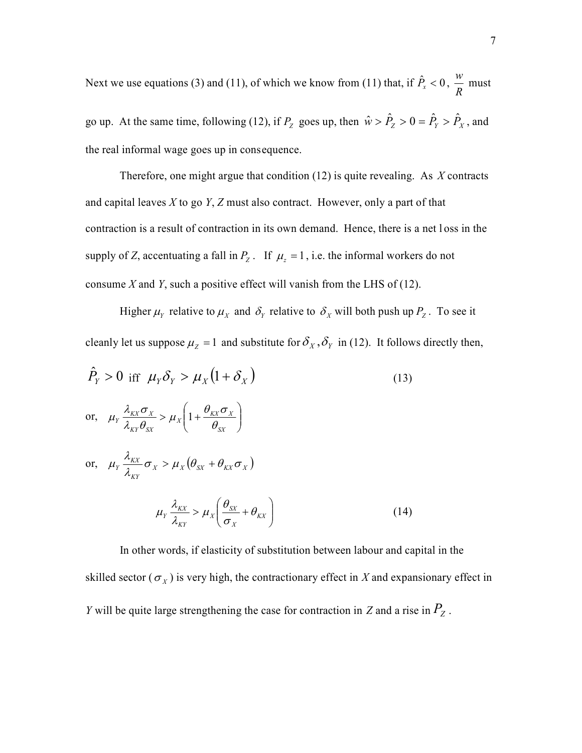Next we use equations (3) and (11), of which we know from (11) that, if $\hat{P}_x < 0$, $\frac{w}{R}$ must go up. At the same time, following (12), if $P_Z$ goes up, then $\hat{w} > \hat{P}_Z > 0 = \hat{P}_Y > \hat{P}_X$, and the real informal wage goes up in consequence.

Therefore, one might argue that condition (12) is quite revealing. As *X* contracts and capital leaves *X* to go *Y*, *Z* must also contract. However, only a part of that contraction is a result of contraction in its own demand. Hence, there is a net loss in the supply of *Z*, accentuating a fall in $P_Z$. If $\mu_z = 1$, i.e. the informal workers do not consume *X* and *Y*, such a positive effect will vanish from the LHS of (12).

Higher $\mu_Y$ relative to $\mu_X$ and $\delta_Y$ relative to $\delta_X$ will both push up $P_Z$. To see it cleanly let us suppose $\mu_Z = 1$ and substitute for $\delta_X, \delta_Y$ in (12). It follows directly then,

$$\hat{P}_Y > 0 \text{ iff } \mu_Y \delta_Y > \mu_X (1 + \delta_X) \tag{13}$$

$$\text{or,} \quad \mu_Y \frac{\lambda_{KX} \sigma_X}{\lambda_{KY} \theta_{SX}} > \mu_X \left( 1 + \frac{\theta_{KX} \sigma_X}{\theta_{SX}} \right)$$

$$\text{or,} \quad \mu_Y \frac{\lambda_{KX}}{\lambda_{KY}} \sigma_X > \mu_X (\theta_{SX} + \theta_{KX} \sigma_X)$$

$$\mu_Y \frac{\lambda_{KX}}{\lambda_{KY}} > \mu_X \left( \frac{\theta_{SX}}{\sigma_X} + \theta_{KX} \right) \tag{14}$$

In other words, if elasticity of substitution between labour and capital in the skilled sector ($\sigma_X$) is very high, the contractionary effect in *X* and expansionary effect in *Y* will be quite large strengthening the case for contraction in *Z* and a rise in $P_Z$.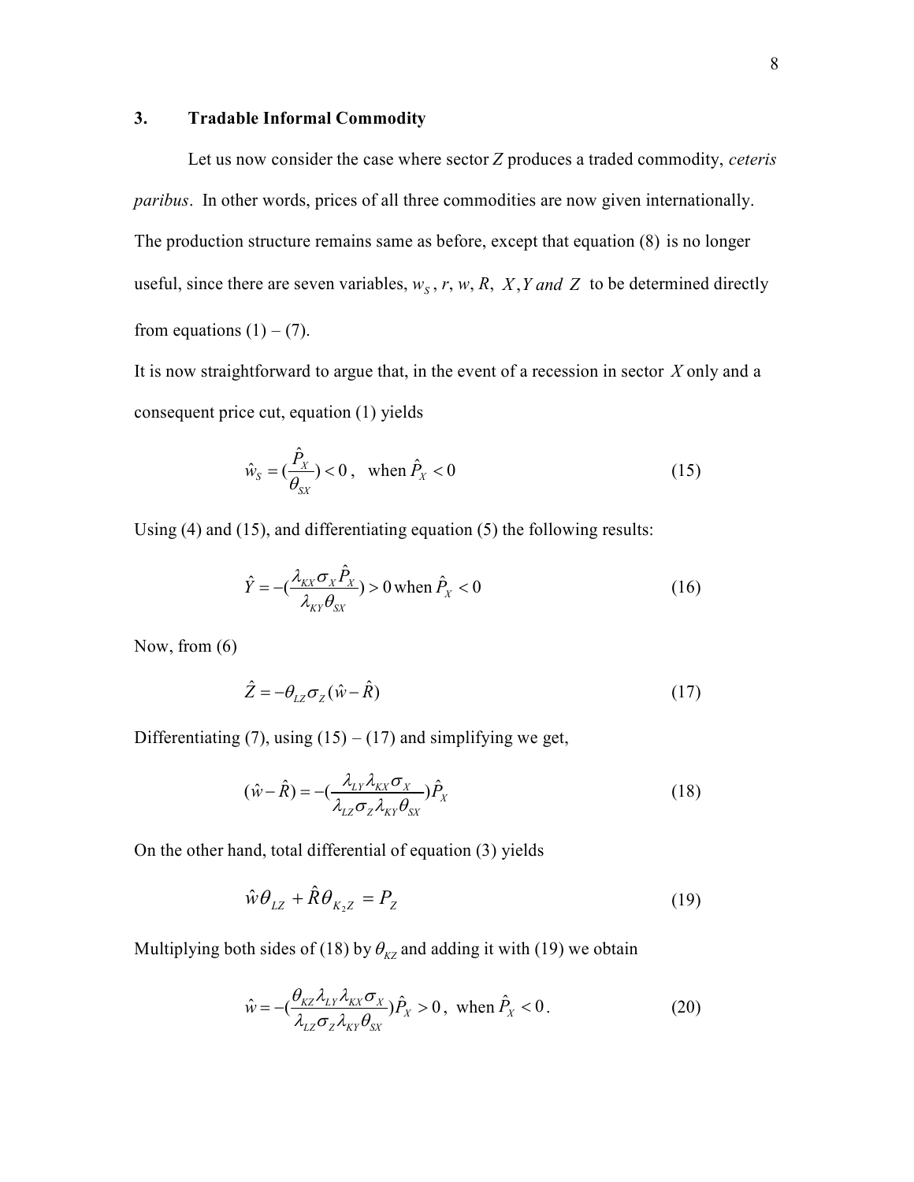## 3. Tradable Informal Commodity

Let us now consider the case where sector $Z$ produces a traded commodity, *ceteris paribus*. In other words, prices of all three commodities are now given internationally. The production structure remains same as before, except that equation (8) is no longer useful, since there are seven variables, $w_S$, $r$, $w$, $R$, $X, Y$ *and* $Z$ to be determined directly from equations (1) – (7).

It is now straightforward to argue that, in the event of a recession in sector $X$ only and a consequent price cut, equation (1) yields

$$\hat{w}_S = (\frac{\hat{P}_X}{\theta_{SX}}) < 0, \quad \text{when } \hat{P}_X < 0 \tag{15}$$

Using (4) and (15), and differentiating equation (5) the following results:

$$\hat{Y} = -(\frac{\lambda_{KX}\sigma_X \hat{P}_X}{\lambda_{KY}\theta_{SX}}) > 0 \text{ when } \hat{P}_X < 0 \tag{16}$$

Now, from (6)

$$\hat{Z} = -\theta_{LZ}\sigma_Z(\hat{w} - \hat{R}) \tag{17}$$

Differentiating (7), using (15) – (17) and simplifying we get,

$$(\hat{w} - \hat{R}) = -(\frac{\lambda_{LY}\lambda_{KX}\sigma_X}{\lambda_{LZ}\sigma_Z\lambda_{KY}\theta_{SX}})\hat{P}_X \tag{18}$$

On the other hand, total differential of equation (3) yields

$$\hat{w}\theta_{LZ} + \hat{R}\theta_{K_2Z} = P_Z \tag{19}$$

Multiplying both sides of (18) by $\theta_{KZ}$ and adding it with (19) we obtain

$$\hat{w} = -(\frac{\theta_{KZ}\lambda_{LY}\lambda_{KX}\sigma_X}{\lambda_{LZ}\sigma_Z\lambda_{KY}\theta_{SX}})\hat{P}_X > 0, \text{ when } \hat{P}_X < 0. \tag{20}$$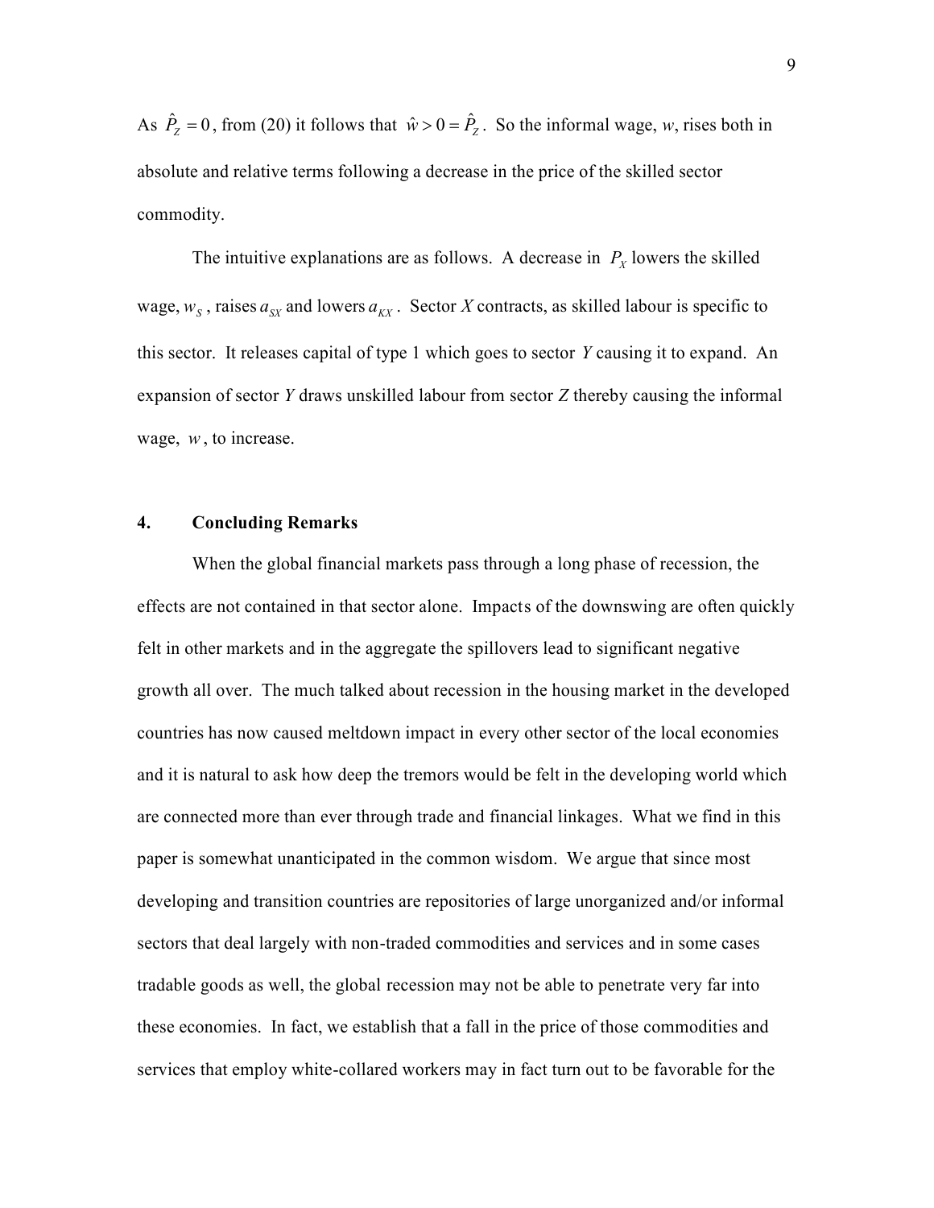As $\hat{P}_Z = 0$, from (20) it follows that $\hat{w} > 0 = \hat{P}_Z$. So the informal wage, $w$, rises both in absolute and relative terms following a decrease in the price of the skilled sector commodity.

The intuitive explanations are as follows. A decrease in $P_X$ lowers the skilled wage, $w_S$, raises $a_{SX}$ and lowers $a_{KX}$. Sector $X$ contracts, as skilled labour is specific to this sector. It releases capital of type 1 which goes to sector $Y$ causing it to expand. An expansion of sector $Y$ draws unskilled labour from sector $Z$ thereby causing the informal wage, $w$, to increase.

## 4. Concluding Remarks

When the global financial markets pass through a long phase of recession, the effects are not contained in that sector alone. Impacts of the downswing are often quickly felt in other markets and in the aggregate the spillovers lead to significant negative growth all over. The much talked about recession in the housing market in the developed countries has now caused meltdown impact in every other sector of the local economies and it is natural to ask how deep the tremors would be felt in the developing world which are connected more than ever through trade and financial linkages. What we find in this paper is somewhat unanticipated in the common wisdom. We argue that since most developing and transition countries are repositories of large unorganized and/or informal sectors that deal largely with non-traded commodities and services and in some cases tradable goods as well, the global recession may not be able to penetrate very far into these economies. In fact, we establish that a fall in the price of those commodities and services that employ white-collared workers may in fact turn out to be favorable for the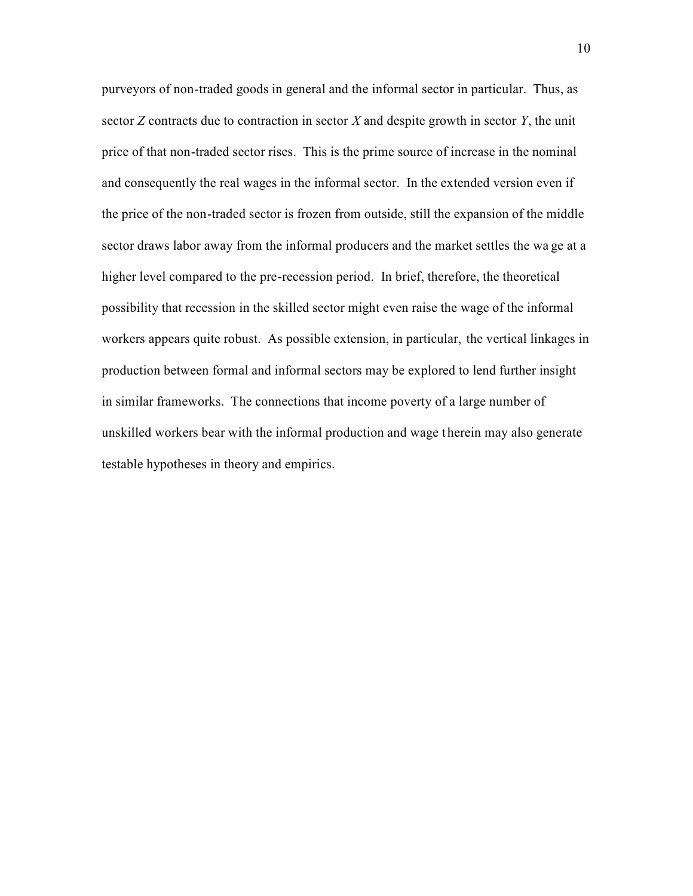purveyors of non-traded goods in general and the informal sector in particular. Thus, as sector $Z$ contracts due to contraction in sector $X$ and despite growth in sector $Y$, the unit price of that non-traded sector rises. This is the prime source of increase in the nominal and consequently the real wages in the informal sector. In the extended version even if the price of the non-traded sector is frozen from outside, still the expansion of the middle sector draws labor away from the informal producers and the market settles the wage at a higher level compared to the pre-recession period. In brief, therefore, the theoretical possibility that recession in the skilled sector might even raise the wage of the informal workers appears quite robust. As possible extension, in particular, the vertical linkages in production between formal and informal sectors may be explored to lend further insight in similar frameworks. The connections that income poverty of a large number of unskilled workers bear with the informal production and wage therein may also generate testable hypotheses in theory and empirics.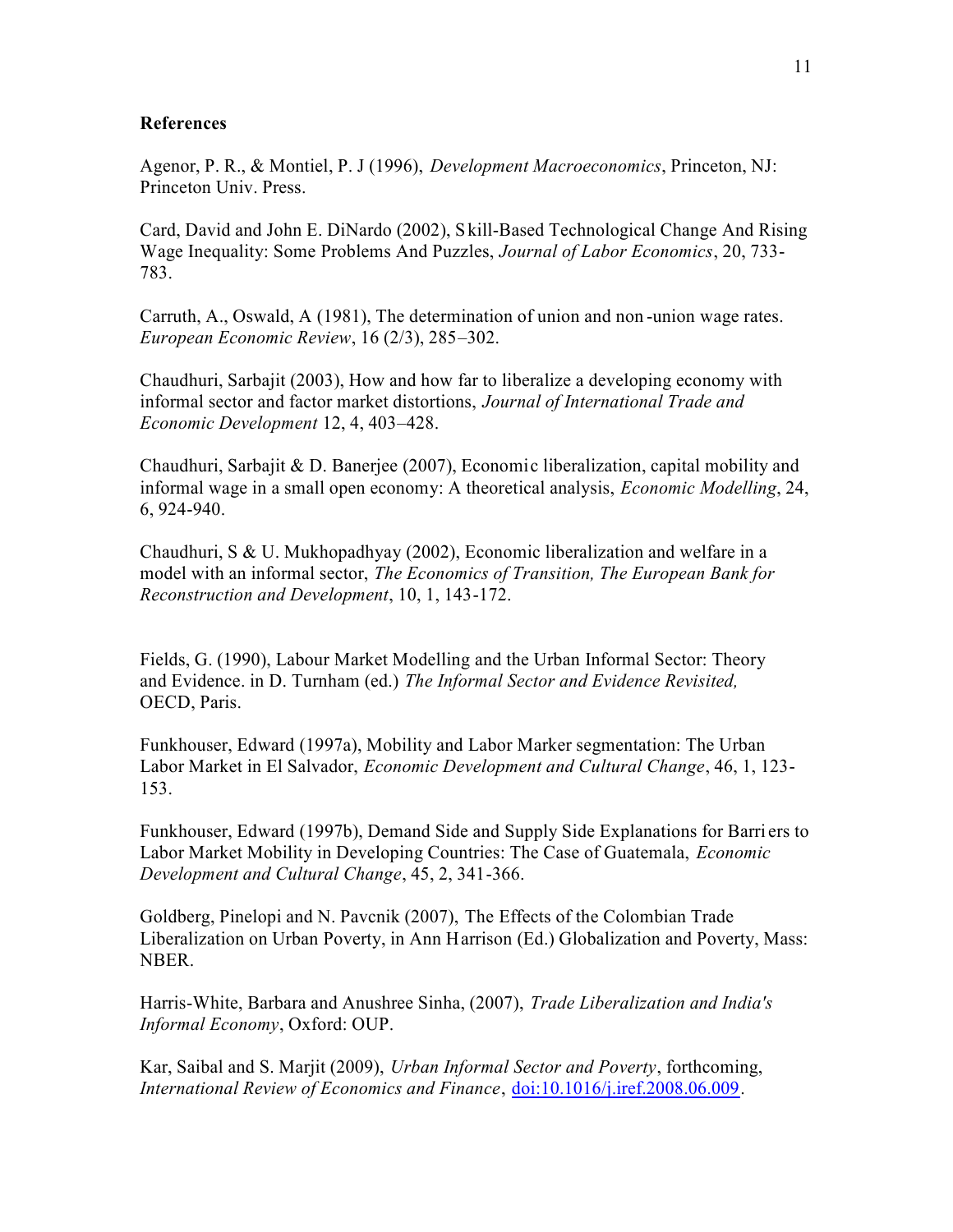**References**

Agenor, P. R., & Montiel, P. J (1996), *Development Macroeconomics*, Princeton, NJ: Princeton Univ. Press.

Card, David and John E. DiNardo (2002), Skill-Based Technological Change And Rising Wage Inequality: Some Problems And Puzzles, *Journal of Labor Economics*, 20, 733-783.

Carruth, A., Oswald, A (1981), The determination of union and non-union wage rates. *European Economic Review*, 16 (2/3), 285–302.

Chaudhuri, Sarbajit (2003), How and how far to liberalize a developing economy with informal sector and factor market distortions, *Journal of International Trade and Economic Development* 12, 4, 403–428.

Chaudhuri, Sarbajit & D. Banerjee (2007), Economic liberalization, capital mobility and informal wage in a small open economy: A theoretical analysis, *Economic Modelling*, 24, 6, 924-940.

Chaudhuri, S & U. Mukhopadhyay (2002), Economic liberalization and welfare in a model with an informal sector, *The Economics of Transition, The European Bank for Reconstruction and Development*, 10, 1, 143-172.

Fields, G. (1990), Labour Market Modelling and the Urban Informal Sector: Theory and Evidence. in D. Turnham (ed.) *The Informal Sector and Evidence Revisited,* OECD, Paris.

Funkhouser, Edward (1997a), Mobility and Labor Marker segmentation: The Urban Labor Market in El Salvador, *Economic Development and Cultural Change*, 46, 1, 123-153.

Funkhouser, Edward (1997b), Demand Side and Supply Side Explanations for Barriers to Labor Market Mobility in Developing Countries: The Case of Guatemala, *Economic Development and Cultural Change*, 45, 2, 341-366.

Goldberg, Pinelopi and N. Pavcnik (2007), The Effects of the Colombian Trade Liberalization on Urban Poverty, in Ann Harrison (Ed.) Globalization and Poverty, Mass: NBER.

Harris-White, Barbara and Anushree Sinha, (2007), *Trade Liberalization and India's Informal Economy*, Oxford: OUP.

Kar, Saibal and S. Marjit (2009), *Urban Informal Sector and Poverty*, forthcoming, *International Review of Economics and Finance*, doi:10.1016/j.iref.2008.06.009.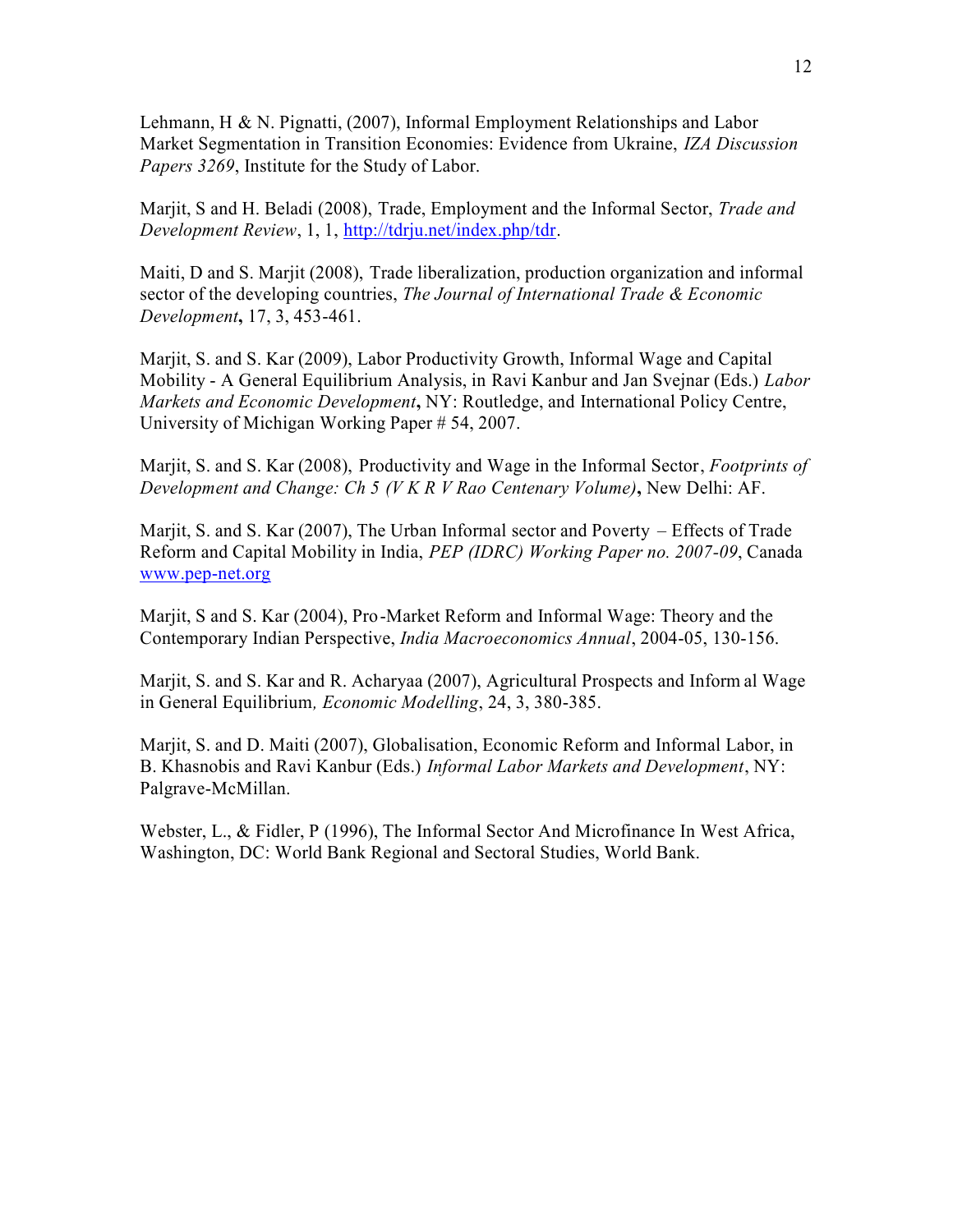Lehmann, H & N. Pignatti, (2007), Informal Employment Relationships and Labor Market Segmentation in Transition Economies: Evidence from Ukraine, *IZA Discussion Papers 3269*, Institute for the Study of Labor.

Marjit, S and H. Beladi (2008), Trade, Employment and the Informal Sector, *Trade and Development Review*, 1, 1, http://tdrju.net/index.php/tdr.

Maiti, D and S. Marjit (2008), Trade liberalization, production organization and informal sector of the developing countries, *The Journal of International Trade & Economic Development*, 17, 3, 453-461.

Marjit, S. and S. Kar (2009), Labor Productivity Growth, Informal Wage and Capital Mobility - A General Equilibrium Analysis, in Ravi Kanbur and Jan Svejnar (Eds.) *Labor Markets and Economic Development*, NY: Routledge, and International Policy Centre, University of Michigan Working Paper # 54, 2007.

Marjit, S. and S. Kar (2008), Productivity and Wage in the Informal Sector, *Footprints of Development and Change: Ch 5 (V K R V Rao Centenary Volume)*, New Delhi: AF.

Marjit, S. and S. Kar (2007), The Urban Informal sector and Poverty – Effects of Trade Reform and Capital Mobility in India, *PEP (IDRC) Working Paper no. 2007-09*, Canada www.pep-net.org

Marjit, S and S. Kar (2004), Pro-Market Reform and Informal Wage: Theory and the Contemporary Indian Perspective, *India Macroeconomics Annual*, 2004-05, 130-156.

Marjit, S. and S. Kar and R. Acharyaa (2007), Agricultural Prospects and Inform al Wage in General Equilibrium, *Economic Modelling*, 24, 3, 380-385.

Marjit, S. and D. Maiti (2007), Globalisation, Economic Reform and Informal Labor, in B. Khasnobis and Ravi Kanbur (Eds.) *Informal Labor Markets and Development*, NY: Palgrave-McMillan.

Webster, L., & Fidler, P (1996), The Informal Sector And Microfinance In West Africa, Washington, DC: World Bank Regional and Sectoral Studies, World Bank.